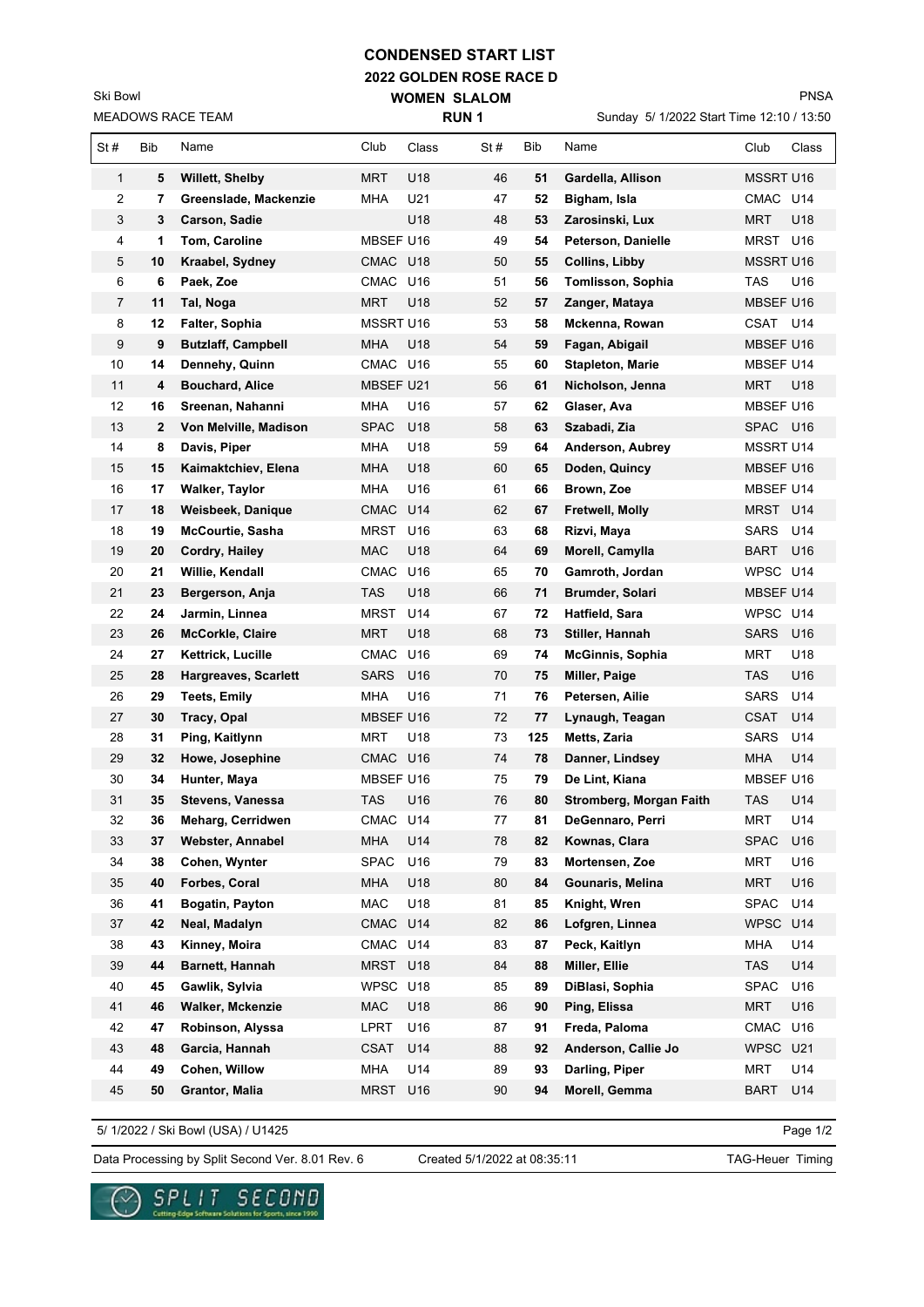# CONDENSED START LIST

## 2022 GOLDEN ROSE RACE D

## WOMEN SLALOM

### RUN 1

Ski Bowl
MEADOWS RACE TEAM

PNSA
Sunday 5/ 1/2022 Start Time 12:10 / 13:50

| St # | Bib | Name | Club | Class | St # | Bib | Name | Club | Class |
|---|---|---|---|---|---|---|---|---|---|
| 1 | **5** | **Willett, Shelby** | MRT | U18 | 46 | **51** | **Gardella, Allison** | MSSRT | U16 |
| 2 | **7** | **Greenslade, Mackenzie** | MHA | U21 | 47 | **52** | **Bigham, Isla** | CMAC | U14 |
| 3 | **3** | **Carson, Sadie** | | U18 | 48 | **53** | **Zarosinski, Lux** | MRT | U18 |
| 4 | **1** | **Tom, Caroline** | MBSEF | U16 | 49 | **54** | **Peterson, Danielle** | MRST | U16 |
| 5 | **10** | **Kraabel, Sydney** | CMAC | U18 | 50 | **55** | **Collins, Libby** | MSSRT | U16 |
| 6 | **6** | **Paek, Zoe** | CMAC | U16 | 51 | **56** | **Tomlisson, Sophia** | TAS | U16 |
| 7 | **11** | **Tal, Noga** | MRT | U18 | 52 | **57** | **Zanger, Mataya** | MBSEF | U16 |
| 8 | **12** | **Falter, Sophia** | MSSRT | U16 | 53 | **58** | **Mckenna, Rowan** | CSAT | U14 |
| 9 | **9** | **Butzlaff, Campbell** | MHA | U18 | 54 | **59** | **Fagan, Abigail** | MBSEF | U16 |
| 10 | **14** | **Dennehy, Quinn** | CMAC | U16 | 55 | **60** | **Stapleton, Marie** | MBSEF | U14 |
| 11 | **4** | **Bouchard, Alice** | MBSEF | U21 | 56 | **61** | **Nicholson, Jenna** | MRT | U18 |
| 12 | **16** | **Sreenan, Nahanni** | MHA | U16 | 57 | **62** | **Glaser, Ava** | MBSEF | U16 |
| 13 | **2** | **Von Melville, Madison** | SPAC | U18 | 58 | **63** | **Szabadi, Zia** | SPAC | U16 |
| 14 | **8** | **Davis, Piper** | MHA | U18 | 59 | **64** | **Anderson, Aubrey** | MSSRT | U14 |
| 15 | **15** | **Kaimaktchiev, Elena** | MHA | U18 | 60 | **65** | **Doden, Quincy** | MBSEF | U16 |
| 16 | **17** | **Walker, Taylor** | MHA | U16 | 61 | **66** | **Brown, Zoe** | MBSEF | U14 |
| 17 | **18** | **Weisbeek, Danique** | CMAC | U14 | 62 | **67** | **Fretwell, Molly** | MRST | U14 |
| 18 | **19** | **McCourtie, Sasha** | MRST | U16 | 63 | **68** | **Rizvi, Maya** | SARS | U14 |
| 19 | **20** | **Cordry, Hailey** | MAC | U18 | 64 | **69** | **Morell, Camylla** | BART | U16 |
| 20 | **21** | **Willie, Kendall** | CMAC | U16 | 65 | **70** | **Gamroth, Jordan** | WPSC | U14 |
| 21 | **23** | **Bergerson, Anja** | TAS | U18 | 66 | **71** | **Brumder, Solari** | MBSEF | U14 |
| 22 | **24** | **Jarmin, Linnea** | MRST | U14 | 67 | **72** | **Hatfield, Sara** | WPSC | U14 |
| 23 | **26** | **McCorkle, Claire** | MRT | U18 | 68 | **73** | **Stiller, Hannah** | SARS | U16 |
| 24 | **27** | **Kettrick, Lucille** | CMAC | U16 | 69 | **74** | **McGinnis, Sophia** | MRT | U18 |
| 25 | **28** | **Hargreaves, Scarlett** | SARS | U16 | 70 | **75** | **Miller, Paige** | TAS | U16 |
| 26 | **29** | **Teets, Emily** | MHA | U16 | 71 | **76** | **Petersen, Ailie** | SARS | U14 |
| 27 | **30** | **Tracy, Opal** | MBSEF | U16 | 72 | **77** | **Lynaugh, Teagan** | CSAT | U14 |
| 28 | **31** | **Ping, Kaitlynn** | MRT | U18 | 73 | **125** | **Metts, Zaria** | SARS | U14 |
| 29 | **32** | **Howe, Josephine** | CMAC | U16 | 74 | **78** | **Danner, Lindsey** | MHA | U14 |
| 30 | **34** | **Hunter, Maya** | MBSEF | U16 | 75 | **79** | **De Lint, Kiana** | MBSEF | U16 |
| 31 | **35** | **Stevens, Vanessa** | TAS | U16 | 76 | **80** | **Stromberg, Morgan Faith** | TAS | U14 |
| 32 | **36** | **Meharg, Cerridwen** | CMAC | U14 | 77 | **81** | **DeGennaro, Perri** | MRT | U14 |
| 33 | **37** | **Webster, Annabel** | MHA | U14 | 78 | **82** | **Kownas, Clara** | SPAC | U16 |
| 34 | **38** | **Cohen, Wynter** | SPAC | U16 | 79 | **83** | **Mortensen, Zoe** | MRT | U16 |
| 35 | **40** | **Forbes, Coral** | MHA | U18 | 80 | **84** | **Gounaris, Melina** | MRT | U16 |
| 36 | **41** | **Bogatin, Payton** | MAC | U18 | 81 | **85** | **Knight, Wren** | SPAC | U14 |
| 37 | **42** | **Neal, Madalyn** | CMAC | U14 | 82 | **86** | **Lofgren, Linnea** | WPSC | U14 |
| 38 | **43** | **Kinney, Moira** | CMAC | U14 | 83 | **87** | **Peck, Kaitlyn** | MHA | U14 |
| 39 | **44** | **Barnett, Hannah** | MRST | U18 | 84 | **88** | **Miller, Ellie** | TAS | U14 |
| 40 | **45** | **Gawlik, Sylvia** | WPSC | U18 | 85 | **89** | **DiBlasi, Sophia** | SPAC | U16 |
| 41 | **46** | **Walker, Mckenzie** | MAC | U18 | 86 | **90** | **Ping, Elissa** | MRT | U16 |
| 42 | **47** | **Robinson, Alyssa** | LPRT | U16 | 87 | **91** | **Freda, Paloma** | CMAC | U16 |
| 43 | **48** | **Garcia, Hannah** | CSAT | U14 | 88 | **92** | **Anderson, Callie Jo** | WPSC | U21 |
| 44 | **49** | **Cohen, Willow** | MHA | U14 | 89 | **93** | **Darling, Piper** | MRT | U14 |
| 45 | **50** | **Grantor, Malia** | MRST | U16 | 90 | **94** | **Morell, Gemma** | BART | U14 |

5/ 1/2022 / Ski Bowl (USA) / U1425

Data Processing by Split Second Ver. 8.01 Rev. 6 — Created 5/1/2022 at 08:35:11 — TAG-Heuer Timing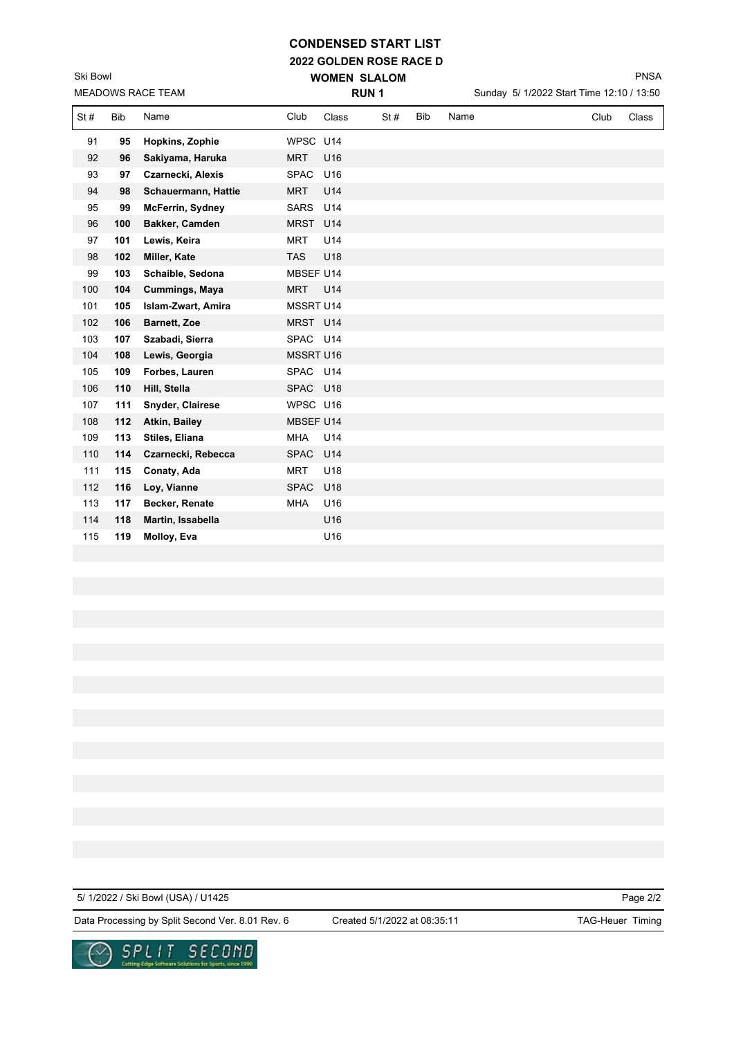# CONDENSED START LIST

## 2022 GOLDEN ROSE RACE D

Ski Bowl
MEADOWS RACE TEAM

**WOMEN SLALOM**
**RUN 1**

PNSA
Sunday 5/ 1/2022 Start Time 12:10 / 13:50

| St # | Bib | Name | Club | Class | St # | Bib | Name | Club | Class |
|---|---|---|---|---|---|---|---|---|---|
| 91 | **95** | **Hopkins, Zophie** | WPSC | U14 | | | | | |
| 92 | **96** | **Sakiyama, Haruka** | MRT | U16 | | | | | |
| 93 | **97** | **Czarnecki, Alexis** | SPAC | U16 | | | | | |
| 94 | **98** | **Schauermann, Hattie** | MRT | U14 | | | | | |
| 95 | **99** | **McFerrin, Sydney** | SARS | U14 | | | | | |
| 96 | **100** | **Bakker, Camden** | MRST | U14 | | | | | |
| 97 | **101** | **Lewis, Keira** | MRT | U14 | | | | | |
| 98 | **102** | **Miller, Kate** | TAS | U18 | | | | | |
| 99 | **103** | **Schaible, Sedona** | MBSEF | U14 | | | | | |
| 100 | **104** | **Cummings, Maya** | MRT | U14 | | | | | |
| 101 | **105** | **Islam-Zwart, Amira** | MSSRT | U14 | | | | | |
| 102 | **106** | **Barnett, Zoe** | MRST | U14 | | | | | |
| 103 | **107** | **Szabadi, Sierra** | SPAC | U14 | | | | | |
| 104 | **108** | **Lewis, Georgia** | MSSRT | U16 | | | | | |
| 105 | **109** | **Forbes, Lauren** | SPAC | U14 | | | | | |
| 106 | **110** | **Hill, Stella** | SPAC | U18 | | | | | |
| 107 | **111** | **Snyder, Clairese** | WPSC | U16 | | | | | |
| 108 | **112** | **Atkin, Bailey** | MBSEF | U14 | | | | | |
| 109 | **113** | **Stiles, Eliana** | MHA | U14 | | | | | |
| 110 | **114** | **Czarnecki, Rebecca** | SPAC | U14 | | | | | |
| 111 | **115** | **Conaty, Ada** | MRT | U18 | | | | | |
| 112 | **116** | **Loy, Vianne** | SPAC | U18 | | | | | |
| 113 | **117** | **Becker, Renate** | MHA | U16 | | | | | |
| 114 | **118** | **Martin, Issabella** | | U16 | | | | | |
| 115 | **119** | **Molloy, Eva** | | U16 | | | | | |

5/ 1/2022 / Ski Bowl (USA) / U1425

Data Processing by Split Second Ver. 8.01 Rev. 6 — Created 5/1/2022 at 08:35:11 — TAG-Heuer Timing